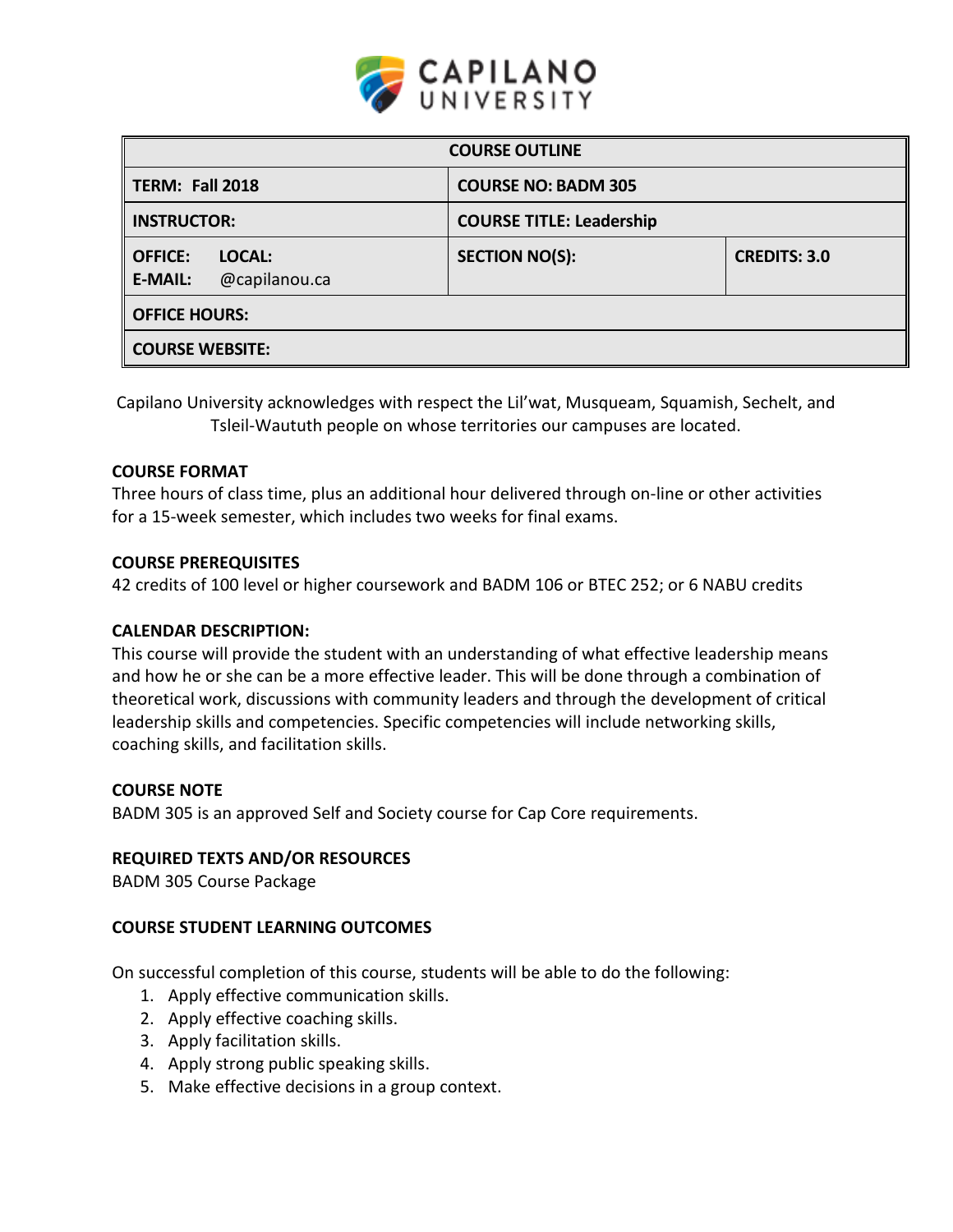# CAPILANO UNIVERSITY

| COURSE OUTLINE | | |
|---|---|---|
| **TERM: Fall 2018** | **COURSE NO: BADM 305** | |
| **INSTRUCTOR:** | **COURSE TITLE: Leadership** | |
| **OFFICE: LOCAL:** **E-MAIL:** @capilanou.ca | **SECTION NO(S):** | **CREDITS: 3.0** |
| **OFFICE HOURS:** | | |
| **COURSE WEBSITE:** | | |

Capilano University acknowledges with respect the Lil'wat, Musqueam, Squamish, Sechelt, and Tsleil-Waututh people on whose territories our campuses are located.

### COURSE FORMAT

Three hours of class time, plus an additional hour delivered through on-line or other activities for a 15-week semester, which includes two weeks for final exams.

### COURSE PREREQUISITES

42 credits of 100 level or higher coursework and BADM 106 or BTEC 252; or 6 NABU credits

### CALENDAR DESCRIPTION:

This course will provide the student with an understanding of what effective leadership means and how he or she can be a more effective leader. This will be done through a combination of theoretical work, discussions with community leaders and through the development of critical leadership skills and competencies. Specific competencies will include networking skills, coaching skills, and facilitation skills.

### COURSE NOTE

BADM 305 is an approved Self and Society course for Cap Core requirements.

### REQUIRED TEXTS AND/OR RESOURCES

BADM 305 Course Package

### COURSE STUDENT LEARNING OUTCOMES

On successful completion of this course, students will be able to do the following:

1. Apply effective communication skills.
2. Apply effective coaching skills.
3. Apply facilitation skills.
4. Apply strong public speaking skills.
5. Make effective decisions in a group context.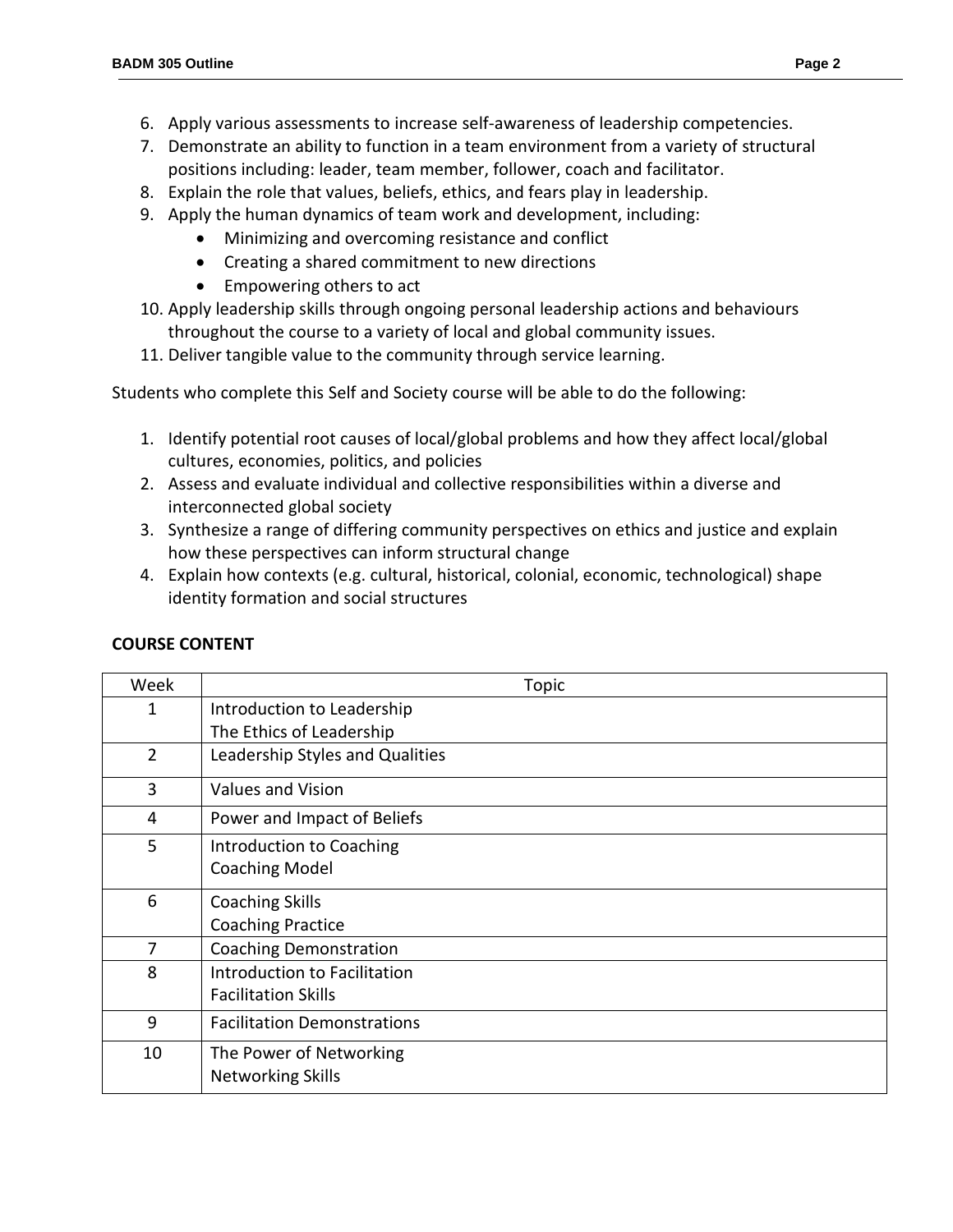6. Apply various assessments to increase self-awareness of leadership competencies.
7. Demonstrate an ability to function in a team environment from a variety of structural positions including: leader, team member, follower, coach and facilitator.
8. Explain the role that values, beliefs, ethics, and fears play in leadership.
9. Apply the human dynamics of team work and development, including:
   - Minimizing and overcoming resistance and conflict
   - Creating a shared commitment to new directions
   - Empowering others to act
10. Apply leadership skills through ongoing personal leadership actions and behaviours throughout the course to a variety of local and global community issues.
11. Deliver tangible value to the community through service learning.

Students who complete this Self and Society course will be able to do the following:

1. Identify potential root causes of local/global problems and how they affect local/global cultures, economies, politics, and policies
2. Assess and evaluate individual and collective responsibilities within a diverse and interconnected global society
3. Synthesize a range of differing community perspectives on ethics and justice and explain how these perspectives can inform structural change
4. Explain how contexts (e.g. cultural, historical, colonial, economic, technological) shape identity formation and social structures

**COURSE CONTENT**

| Week | Topic |
|---|---|
| 1 | Introduction to Leadership<br>The Ethics of Leadership |
| 2 | Leadership Styles and Qualities |
| 3 | Values and Vision |
| 4 | Power and Impact of Beliefs |
| 5 | Introduction to Coaching<br>Coaching Model |
| 6 | Coaching Skills<br>Coaching Practice |
| 7 | Coaching Demonstration |
| 8 | Introduction to Facilitation<br>Facilitation Skills |
| 9 | Facilitation Demonstrations |
| 10 | The Power of Networking<br>Networking Skills |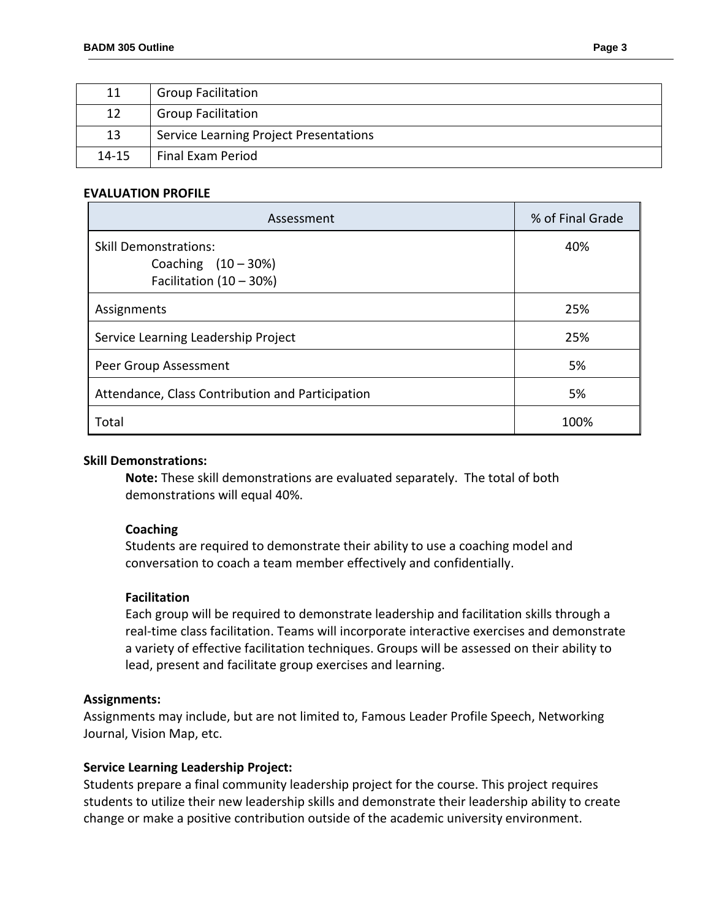| 11 | Group Facilitation |
|---|---|
| 12 | Group Facilitation |
| 13 | Service Learning Project Presentations |
| 14-15 | Final Exam Period |

**EVALUATION PROFILE**

| Assessment | % of Final Grade |
|---|---|
| Skill Demonstrations:<br>Coaching (10 – 30%)<br>Facilitation (10 – 30%) | 40% |
| Assignments | 25% |
| Service Learning Leadership Project | 25% |
| Peer Group Assessment | 5% |
| Attendance, Class Contribution and Participation | 5% |
| Total | 100% |

**Skill Demonstrations:**

**Note:** These skill demonstrations are evaluated separately. The total of both demonstrations will equal 40%.

**Coaching**

Students are required to demonstrate their ability to use a coaching model and conversation to coach a team member effectively and confidentially.

**Facilitation**

Each group will be required to demonstrate leadership and facilitation skills through a real-time class facilitation. Teams will incorporate interactive exercises and demonstrate a variety of effective facilitation techniques. Groups will be assessed on their ability to lead, present and facilitate group exercises and learning.

**Assignments:**

Assignments may include, but are not limited to, Famous Leader Profile Speech, Networking Journal, Vision Map, etc.

**Service Learning Leadership Project:**

Students prepare a final community leadership project for the course. This project requires students to utilize their new leadership skills and demonstrate their leadership ability to create change or make a positive contribution outside of the academic university environment.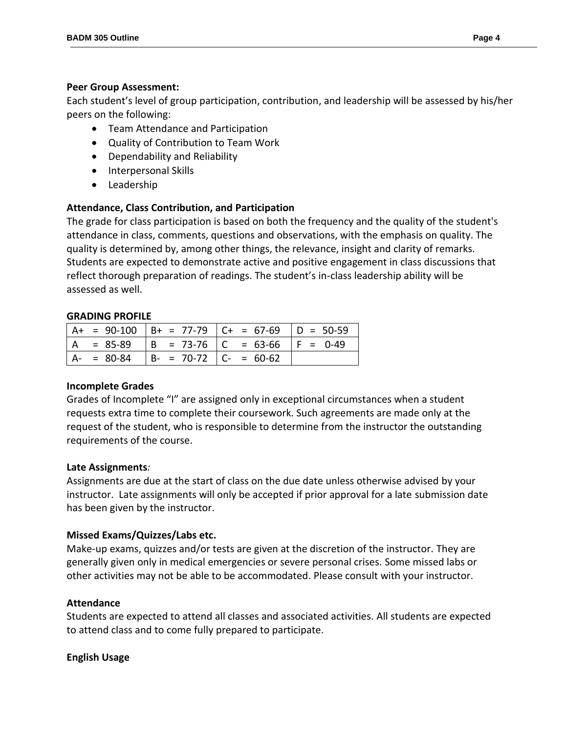**Peer Group Assessment:**

Each student's level of group participation, contribution, and leadership will be assessed by his/her peers on the following:

- Team Attendance and Participation
- Quality of Contribution to Team Work
- Dependability and Reliability
- Interpersonal Skills
- Leadership

**Attendance, Class Contribution, and Participation**

The grade for class participation is based on both the frequency and the quality of the student's attendance in class, comments, questions and observations, with the emphasis on quality. The quality is determined by, among other things, the relevance, insight and clarity of remarks. Students are expected to demonstrate active and positive engagement in class discussions that reflect thorough preparation of readings. The student's in-class leadership ability will be assessed as well.

**GRADING PROFILE**

| | | | |
|---|---|---|---|
| A+ = 90-100 | B+ = 77-79 | C+ = 67-69 | D = 50-59 |
| A = 85-89 | B = 73-76 | C = 63-66 | F = 0-49 |
| A- = 80-84 | B- = 70-72 | C- = 60-62 | |

**Incomplete Grades**

Grades of Incomplete "I" are assigned only in exceptional circumstances when a student requests extra time to complete their coursework. Such agreements are made only at the request of the student, who is responsible to determine from the instructor the outstanding requirements of the course.

**Late Assignments***:*

Assignments are due at the start of class on the due date unless otherwise advised by your instructor. Late assignments will only be accepted if prior approval for a late submission date has been given by the instructor.

**Missed Exams/Quizzes/Labs etc.**

Make-up exams, quizzes and/or tests are given at the discretion of the instructor. They are generally given only in medical emergencies or severe personal crises. Some missed labs or other activities may not be able to be accommodated. Please consult with your instructor.

**Attendance**

Students are expected to attend all classes and associated activities. All students are expected to attend class and to come fully prepared to participate.

**English Usage**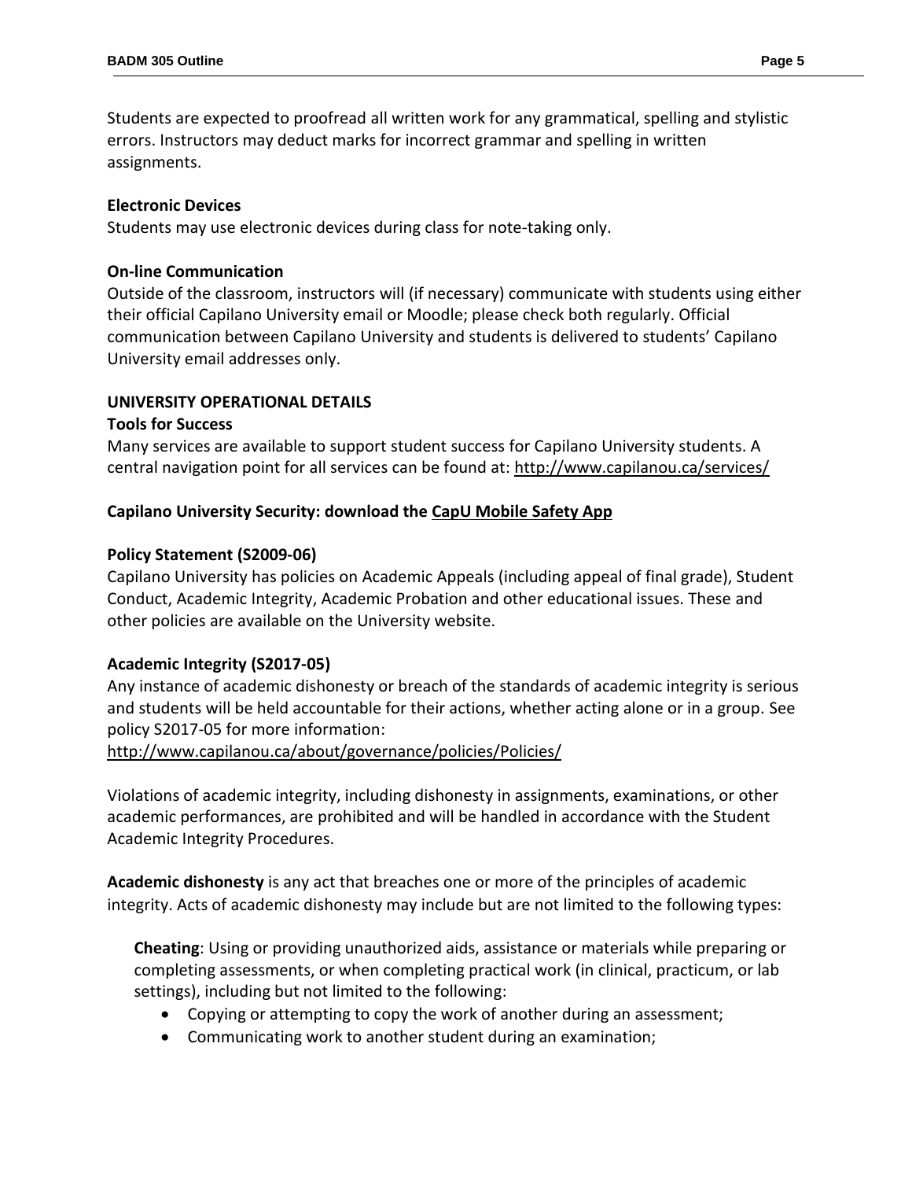Students are expected to proofread all written work for any grammatical, spelling and stylistic errors. Instructors may deduct marks for incorrect grammar and spelling in written assignments.

**Electronic Devices**

Students may use electronic devices during class for note-taking only.

**On-line Communication**

Outside of the classroom, instructors will (if necessary) communicate with students using either their official Capilano University email or Moodle; please check both regularly. Official communication between Capilano University and students is delivered to students' Capilano University email addresses only.

## UNIVERSITY OPERATIONAL DETAILS

**Tools for Success**

Many services are available to support student success for Capilano University students. A central navigation point for all services can be found at: http://www.capilanou.ca/services/

**Capilano University Security: download the CapU Mobile Safety App**

**Policy Statement (S2009-06)**

Capilano University has policies on Academic Appeals (including appeal of final grade), Student Conduct, Academic Integrity, Academic Probation and other educational issues. These and other policies are available on the University website.

**Academic Integrity (S2017-05)**

Any instance of academic dishonesty or breach of the standards of academic integrity is serious and students will be held accountable for their actions, whether acting alone or in a group. See policy S2017-05 for more information:
http://www.capilanou.ca/about/governance/policies/Policies/

Violations of academic integrity, including dishonesty in assignments, examinations, or other academic performances, are prohibited and will be handled in accordance with the Student Academic Integrity Procedures.

**Academic dishonesty** is any act that breaches one or more of the principles of academic integrity. Acts of academic dishonesty may include but are not limited to the following types:

**Cheating**: Using or providing unauthorized aids, assistance or materials while preparing or completing assessments, or when completing practical work (in clinical, practicum, or lab settings), including but not limited to the following:

- Copying or attempting to copy the work of another during an assessment;
- Communicating work to another student during an examination;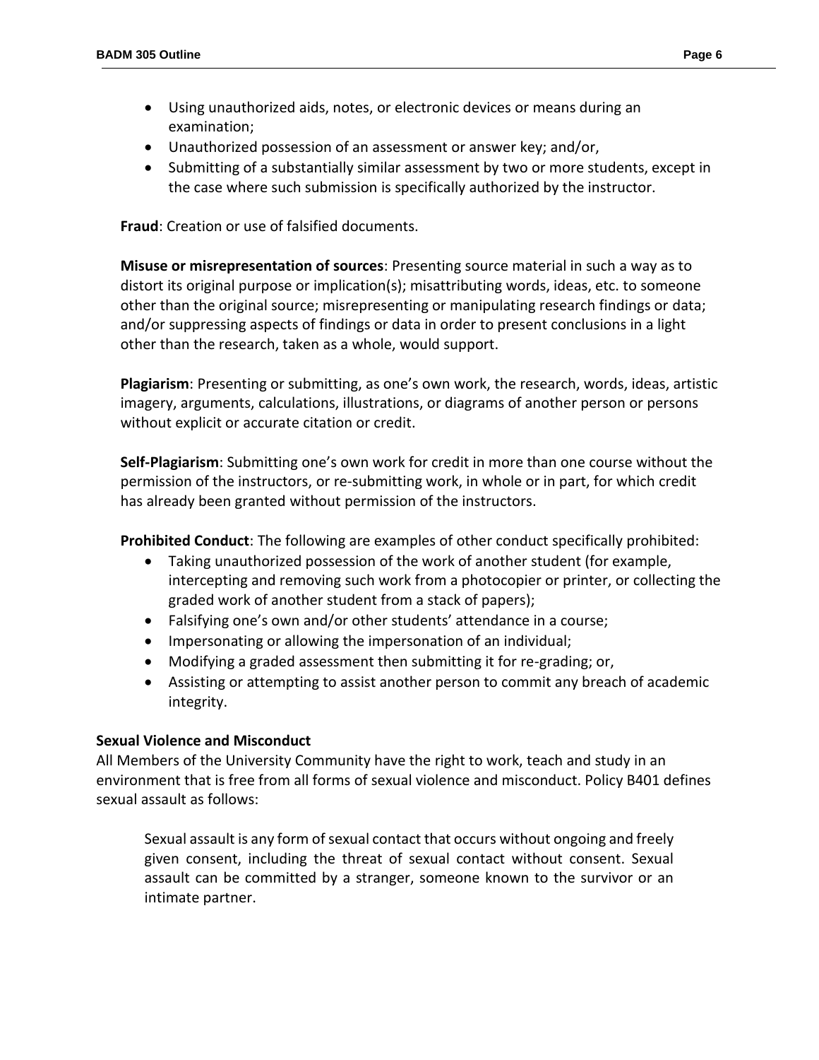- Using unauthorized aids, notes, or electronic devices or means during an examination;
- Unauthorized possession of an assessment or answer key; and/or,
- Submitting of a substantially similar assessment by two or more students, except in the case where such submission is specifically authorized by the instructor.

**Fraud**: Creation or use of falsified documents.

**Misuse or misrepresentation of sources**: Presenting source material in such a way as to distort its original purpose or implication(s); misattributing words, ideas, etc. to someone other than the original source; misrepresenting or manipulating research findings or data; and/or suppressing aspects of findings or data in order to present conclusions in a light other than the research, taken as a whole, would support.

**Plagiarism**: Presenting or submitting, as one's own work, the research, words, ideas, artistic imagery, arguments, calculations, illustrations, or diagrams of another person or persons without explicit or accurate citation or credit.

**Self-Plagiarism**: Submitting one's own work for credit in more than one course without the permission of the instructors, or re-submitting work, in whole or in part, for which credit has already been granted without permission of the instructors.

**Prohibited Conduct**: The following are examples of other conduct specifically prohibited:

- Taking unauthorized possession of the work of another student (for example, intercepting and removing such work from a photocopier or printer, or collecting the graded work of another student from a stack of papers);
- Falsifying one's own and/or other students' attendance in a course;
- Impersonating or allowing the impersonation of an individual;
- Modifying a graded assessment then submitting it for re-grading; or,
- Assisting or attempting to assist another person to commit any breach of academic integrity.

### Sexual Violence and Misconduct

All Members of the University Community have the right to work, teach and study in an environment that is free from all forms of sexual violence and misconduct. Policy B401 defines sexual assault as follows:

> Sexual assault is any form of sexual contact that occurs without ongoing and freely given consent, including the threat of sexual contact without consent. Sexual assault can be committed by a stranger, someone known to the survivor or an intimate partner.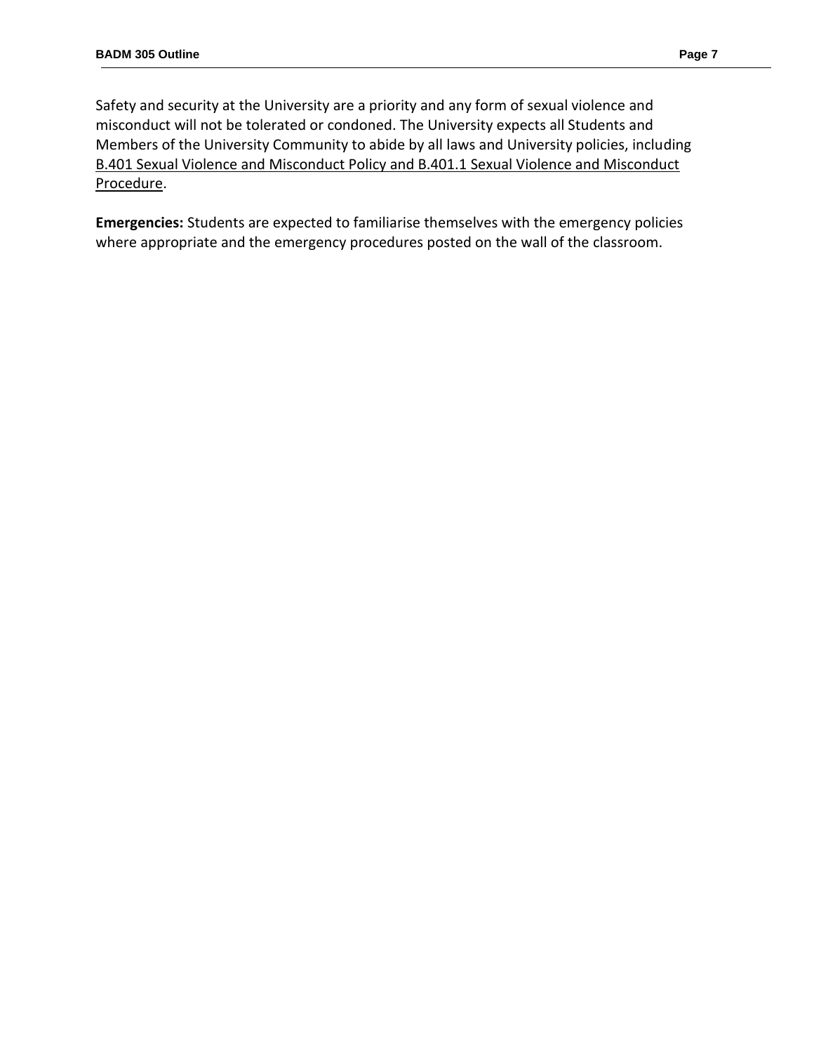Safety and security at the University are a priority and any form of sexual violence and misconduct will not be tolerated or condoned. The University expects all Students and Members of the University Community to abide by all laws and University policies, including B.401 Sexual Violence and Misconduct Policy and B.401.1 Sexual Violence and Misconduct Procedure.

**Emergencies:** Students are expected to familiarise themselves with the emergency policies where appropriate and the emergency procedures posted on the wall of the classroom.